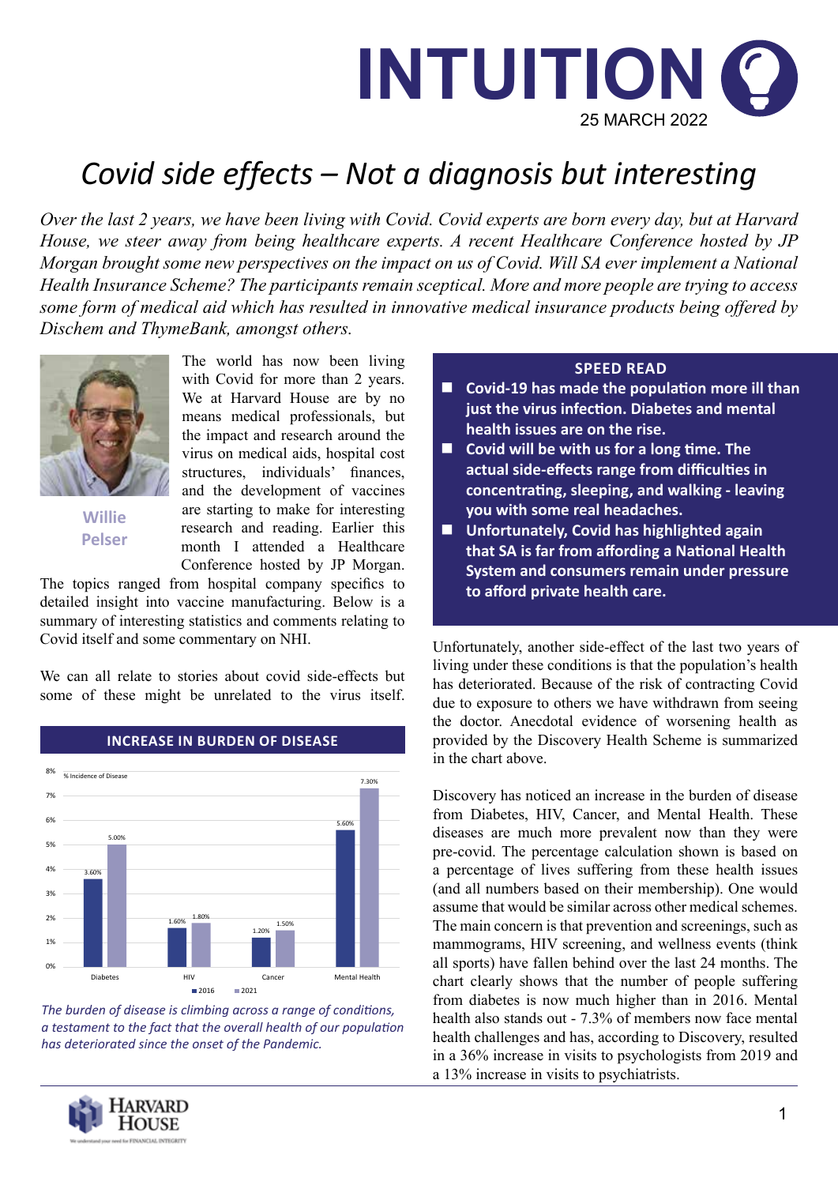# INTUITION

25 MARCH 2022

## Covid side effects – Not a diagnosis but interesting

*Over the last 2 years, we have been living with Covid. Covid experts are born every day, but at Harvard House, we steer away from being healthcare experts. A recent Healthcare Conference hosted by JP Morgan brought some new perspectives on the impact on us of Covid. Will SA ever implement a National Health Insurance Scheme? The participants remain sceptical. More and more people are trying to access some form of medical aid which has resulted in innovative medical insurance products being offered by Dischem and ThymeBank, amongst others.*

**Willie Pelser**

The world has now been living with Covid for more than 2 years. We at Harvard House are by no means medical professionals, but the impact and research around the virus on medical aids, hospital cost structures, individuals' finances, and the development of vaccines are starting to make for interesting research and reading. Earlier this month I attended a Healthcare Conference hosted by JP Morgan. The topics ranged from hospital company specifics to detailed insight into vaccine manufacturing. Below is a summary of interesting statistics and comments relating to Covid itself and some commentary on NHI.

We can all relate to stories about covid side-effects but some of these might be unrelated to the virus itself.

### INCREASE IN BURDEN OF DISEASE

% Incidence of Disease

| | 2016 | 2021 |
|---|---|---|
| Diabetes | 3.60% | 5.00% |
| HIV | 1.60% | 1.80% |
| Cancer | 1.20% | 1.50% |
| Mental Health | 5.60% | 7.30% |

*The burden of disease is climbing across a range of conditions, a testament to the fact that the overall health of our population has deteriorated since the onset of the Pandemic.*

### SPEED READ

- **Covid-19 has made the population more ill than just the virus infection. Diabetes and mental health issues are on the rise.**
- **Covid will be with us for a long time. The actual side-effects range from difficulties in concentrating, sleeping, and walking - leaving you with some real headaches.**
- **Unfortunately, Covid has highlighted again that SA is far from affording a National Health System and consumers remain under pressure to afford private health care.**

Unfortunately, another side-effect of the last two years of living under these conditions is that the population's health has deteriorated. Because of the risk of contracting Covid due to exposure to others we have withdrawn from seeing the doctor. Anecdotal evidence of worsening health as provided by the Discovery Health Scheme is summarized in the chart above.

Discovery has noticed an increase in the burden of disease from Diabetes, HIV, Cancer, and Mental Health. These diseases are much more prevalent now than they were pre-covid. The percentage calculation shown is based on a percentage of lives suffering from these health issues (and all numbers based on their membership). One would assume that would be similar across other medical schemes. The main concern is that prevention and screenings, such as mammograms, HIV screening, and wellness events (think all sports) have fallen behind over the last 24 months. The chart clearly shows that the number of people suffering from diabetes is now much higher than in 2016. Mental health also stands out - 7.3% of members now face mental health challenges and has, according to Discovery, resulted in a 36% increase in visits to psychologists from 2019 and a 13% increase in visits to psychiatrists.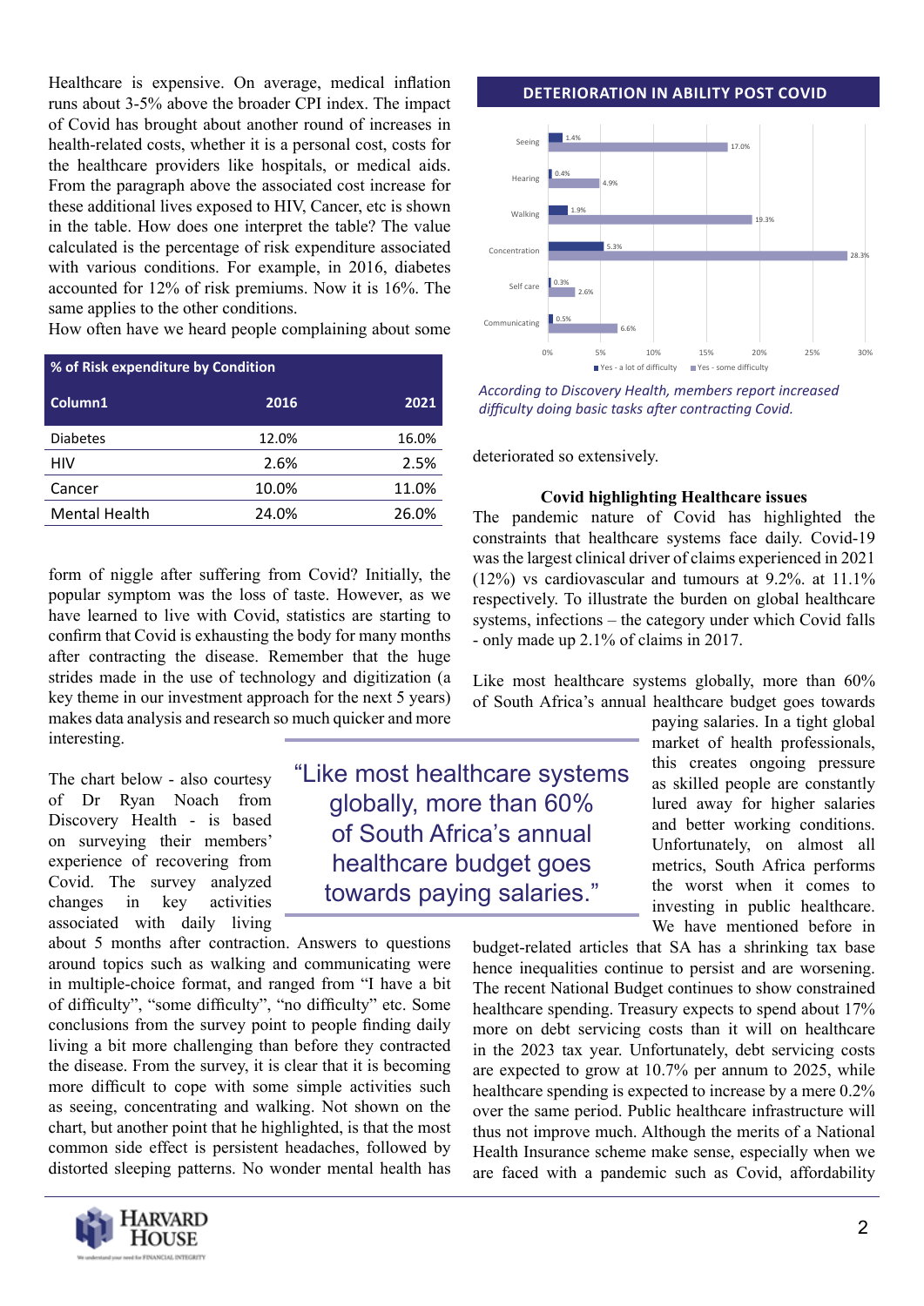Healthcare is expensive. On average, medical inflation runs about 3-5% above the broader CPI index. The impact of Covid has brought about another round of increases in health-related costs, whether it is a personal cost, costs for the healthcare providers like hospitals, or medical aids. From the paragraph above the associated cost increase for these additional lives exposed to HIV, Cancer, etc is shown in the table. How does one interpret the table? The value calculated is the percentage of risk expenditure associated with various conditions. For example, in 2016, diabetes accounted for 12% of risk premiums. Now it is 16%. The same applies to the other conditions.

How often have we heard people complaining about some form of niggle after suffering from Covid? Initially, the popular symptom was the loss of taste. However, as we have learned to live with Covid, statistics are starting to confirm that Covid is exhausting the body for many months after contracting the disease. Remember that the huge strides made in the use of technology and digitization (a key theme in our investment approach for the next 5 years) makes data analysis and research so much quicker and more interesting.

**% of Risk expenditure by Condition**

| Column1 | 2016 | 2021 |
|---|---|---|
| Diabetes | 12.0% | 16.0% |
| HIV | 2.6% | 2.5% |
| Cancer | 10.0% | 11.0% |
| Mental Health | 24.0% | 26.0% |

The chart below - also courtesy of Dr Ryan Noach from Discovery Health - is based on surveying their members' experience of recovering from Covid. The survey analyzed changes in key activities associated with daily living about 5 months after contraction. Answers to questions around topics such as walking and communicating were in multiple-choice format, and ranged from "I have a bit of difficulty", "some difficulty", "no difficulty" etc. Some conclusions from the survey point to people finding daily living a bit more challenging than before they contracted the disease. From the survey, it is clear that it is becoming more difficult to cope with some simple activities such as seeing, concentrating and walking. Not shown on the chart, but another point that he highlighted, is that the most common side effect is persistent headaches, followed by distorted sleeping patterns. No wonder mental health has deteriorated so extensively.

**DETERIORATION IN ABILITY POST COVID**

| Activity | Yes - a lot of difficulty | Yes - some difficulty |
|---|---|---|
| Seeing | 1.4% | 17.0% |
| Hearing | 0.4% | 4.9% |
| Walking | 1.9% | 19.3% |
| Concentration | 5.3% | 28.3% |
| Self care | 0.3% | 2.6% |
| Communicating | 0.5% | 6.6% |

*According to Discovery Health, members report increased difficulty doing basic tasks after contracting Covid.*

### Covid highlighting Healthcare issues

The pandemic nature of Covid has highlighted the constraints that healthcare systems face daily. Covid-19 was the largest clinical driver of claims experienced in 2021 (12%) vs cardiovascular and tumours at 9.2%. at 11.1% respectively. To illustrate the burden on global healthcare systems, infections – the category under which Covid falls - only made up 2.1% of claims in 2017.

Like most healthcare systems globally, more than 60% of South Africa's annual healthcare budget goes towards paying salaries. In a tight global market of health professionals, this creates ongoing pressure as skilled people are constantly lured away for higher salaries and better working conditions. Unfortunately, on almost all metrics, South Africa performs the worst when it comes to investing in public healthcare. We have mentioned before in budget-related articles that SA has a shrinking tax base hence inequalities continue to persist and are worsening. The recent National Budget continues to show constrained healthcare spending. Treasury expects to spend about 17% more on debt servicing costs than it will on healthcare in the 2023 tax year. Unfortunately, debt servicing costs are expected to grow at 10.7% per annum to 2025, while healthcare spending is expected to increase by a mere 0.2% over the same period. Public healthcare infrastructure will thus not improve much. Although the merits of a National Health Insurance scheme make sense, especially when we are faced with a pandemic such as Covid, affordability

> "Like most healthcare systems globally, more than 60% of South Africa's annual healthcare budget goes towards paying salaries."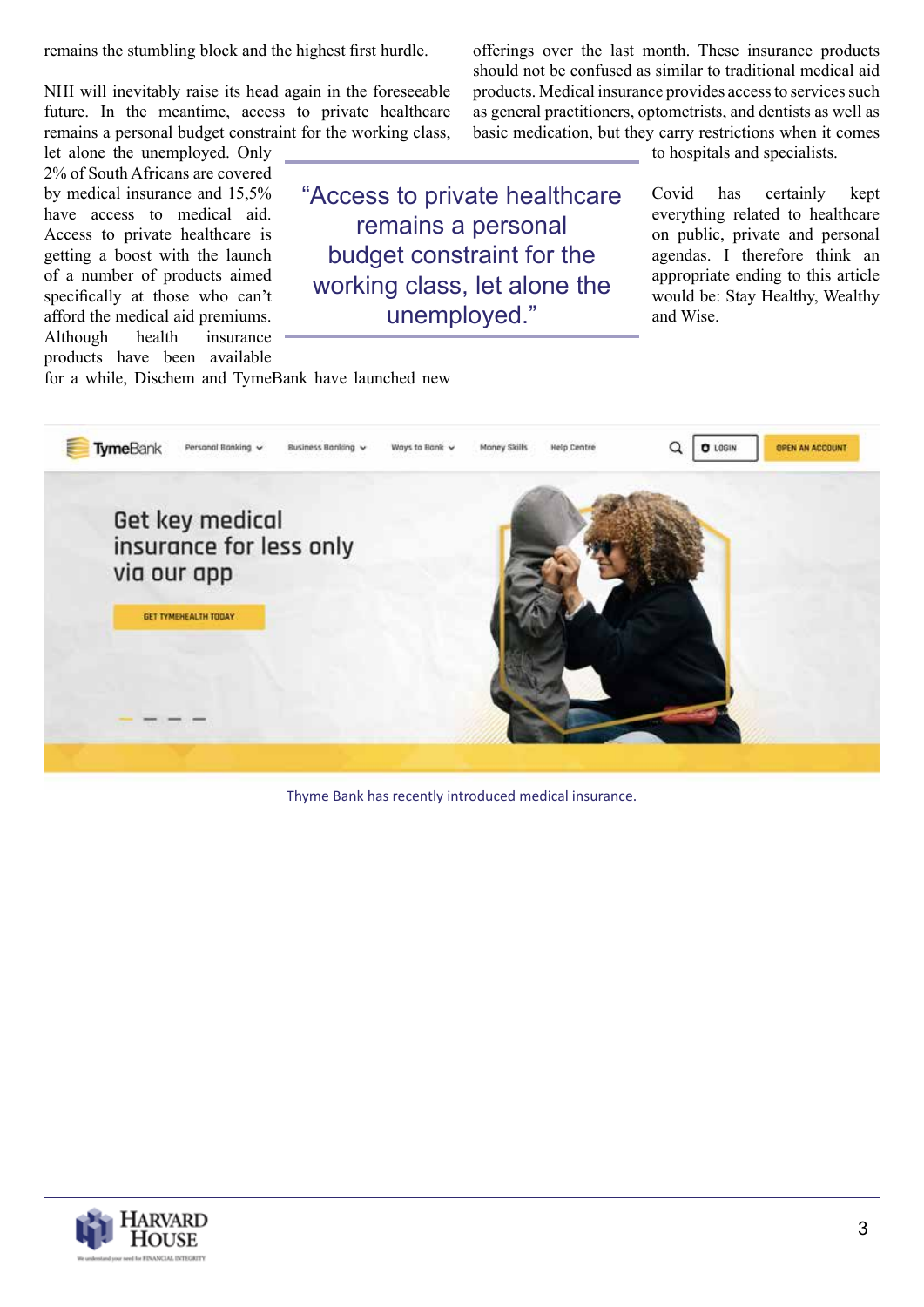remains the stumbling block and the highest first hurdle.

NHI will inevitably raise its head again in the foreseeable future. In the meantime, access to private healthcare remains a personal budget constraint for the working class, let alone the unemployed. Only 2% of South Africans are covered by medical insurance and 15,5% have access to medical aid. Access to private healthcare is getting a boost with the launch of a number of products aimed specifically at those who can't afford the medical aid premiums. Although health insurance products have been available for a while, Dischem and TymeBank have launched new offerings over the last month. These insurance products should not be confused as similar to traditional medical aid products. Medical insurance provides access to services such as general practitioners, optometrists, and dentists as well as basic medication, but they carry restrictions when it comes to hospitals and specialists.

> "Access to private healthcare remains a personal budget constraint for the working class, let alone the unemployed."

Covid has certainly kept everything related to healthcare on public, private and personal agendas. I therefore think an appropriate ending to this article would be: Stay Healthy, Wealthy and Wise.

Thyme Bank has recently introduced medical insurance.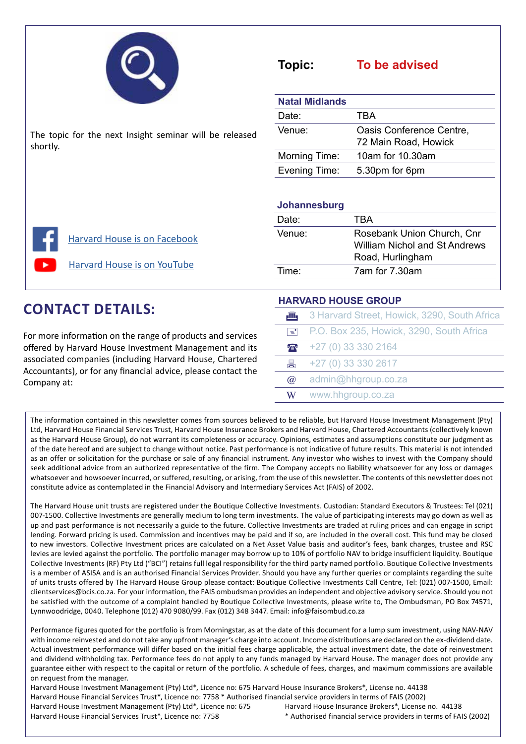**Topic:** To be advised

The topic for the next Insight seminar will be released shortly.

| Natal Midlands | |
|---|---|
| Date: | TBA |
| Venue: | Oasis Conference Centre, 72 Main Road, Howick |
| Morning Time: | 10am for 10.30am |
| Evening Time: | 5.30pm for 6pm |

| Johannesburg | |
|---|---|
| Date: | TBA |
| Venue: | Rosebank Union Church, Cnr William Nichol and St Andrews Road, Hurlingham |
| Time: | 7am for 7.30am |

Harvard House is on Facebook

Harvard House is on YouTube

## CONTACT DETAILS:

For more information on the range of products and services offered by Harvard House Investment Management and its associated companies (including Harvard House, Chartered Accountants), or for any financial advice, please contact the Company at:

### HARVARD HOUSE GROUP

- 3 Harvard Street, Howick, 3290, South Africa
- P.O. Box 235, Howick, 3290, South Africa
- +27 (0) 33 330 2164
- +27 (0) 33 330 2617
- admin@hhgroup.co.za
- www.hhgroup.co.za

The information contained in this newsletter comes from sources believed to be reliable, but Harvard House Investment Management (Pty) Ltd, Harvard House Financial Services Trust, Harvard House Insurance Brokers and Harvard House, Chartered Accountants (collectively known as the Harvard House Group), do not warrant its completeness or accuracy. Opinions, estimates and assumptions constitute our judgment as of the date hereof and are subject to change without notice. Past performance is not indicative of future results. This material is not intended as an offer or solicitation for the purchase or sale of any financial instrument. Any investor who wishes to invest with the Company should seek additional advice from an authorized representative of the firm. The Company accepts no liability whatsoever for any loss or damages whatsoever and howsoever incurred, or suffered, resulting, or arising, from the use of this newsletter. The contents of this newsletter does not constitute advice as contemplated in the Financial Advisory and Intermediary Services Act (FAIS) of 2002.

The Harvard House unit trusts are registered under the Boutique Collective Investments. Custodian: Standard Executors & Trustees: Tel (021) 007-1500. Collective Investments are generally medium to long term investments. The value of participating interests may go down as well as up and past performance is not necessarily a guide to the future. Collective Investments are traded at ruling prices and can engage in script lending. Forward pricing is used. Commission and incentives may be paid and if so, are included in the overall cost. This fund may be closed to new investors. Collective Investment prices are calculated on a Net Asset Value basis and auditor's fees, bank charges, trustee and RSC levies are levied against the portfolio. The portfolio manager may borrow up to 10% of portfolio NAV to bridge insufficient liquidity. Boutique Collective Investments (RF) Pty Ltd ("BCI") retains full legal responsibility for the third party named portfolio. Boutique Collective Investments is a member of ASISA and is an authorised Financial Services Provider. Should you have any further queries or complaints regarding the suite of units trusts offered by The Harvard House Group please contact: Boutique Collective Investments Call Centre, Tel: (021) 007-1500, Email: clientservices@bcis.co.za. For your information, the FAIS ombudsman provides an independent and objective advisory service. Should you not be satisfied with the outcome of a complaint handled by Boutique Collective Investments, please write to, The Ombudsman, PO Box 74571, Lynnwoodridge, 0040. Telephone (012) 470 9080/99. Fax (012) 348 3447. Email: info@faisombud.co.za

Performance figures quoted for the portfolio is from Morningstar, as at the date of this document for a lump sum investment, using NAV-NAV with income reinvested and do not take any upfront manager's charge into account. Income distributions are declared on the ex-dividend date. Actual investment performance will differ based on the initial fees charge applicable, the actual investment date, the date of reinvestment and dividend withholding tax. Performance fees do not apply to any funds managed by Harvard House. The manager does not provide any guarantee either with respect to the capital or return of the portfolio. A schedule of fees, charges, and maximum commissions are available on request from the manager.
Harvard House Investment Management (Pty) Ltd*, Licence no: 675 Harvard House Insurance Brokers*, License no. 44138
Harvard House Financial Services Trust*, Licence no: 7758 * Authorised financial service providers in terms of FAIS (2002)
Harvard House Investment Management (Pty) Ltd*, Licence no: 675 Harvard House Insurance Brokers*, License no. 44138
Harvard House Financial Services Trust*, Licence no: 7758 * Authorised financial service providers in terms of FAIS (2002)